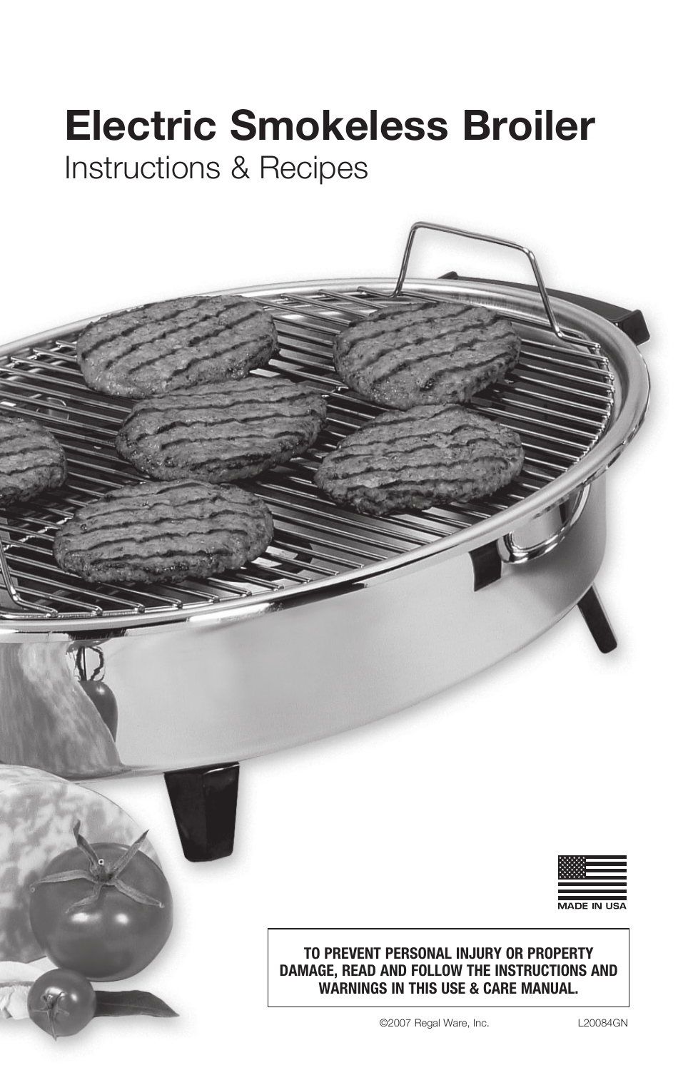# Electric Smokeless Broiler

## Instructions & Recipes

MADE IN USA

**TO PREVENT PERSONAL INJURY OR PROPERTY DAMAGE, READ AND FOLLOW THE INSTRUCTIONS AND WARNINGS IN THIS USE & CARE MANUAL.**

©2007 Regal Ware, Inc. L20084GN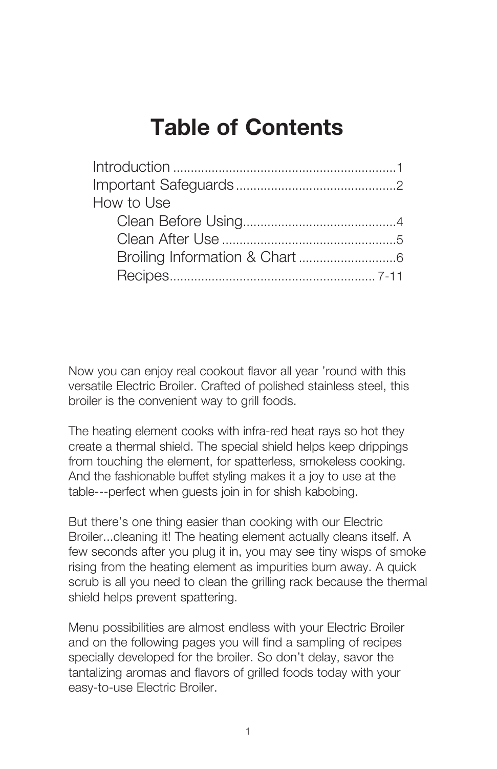# Table of Contents

Introduction ............................................................... 1
Important Safeguards ............................................. 2
How to Use
  Clean Before Using........................................... 4
  Clean After Use ................................................. 5
  Broiling Information & Chart ............................ 6
  Recipes.......................................................... 7-11

Now you can enjoy real cookout flavor all year 'round with this versatile Electric Broiler. Crafted of polished stainless steel, this broiler is the convenient way to grill foods.

The heating element cooks with infra-red heat rays so hot they create a thermal shield. The special shield helps keep drippings from touching the element, for spatterless, smokeless cooking. And the fashionable buffet styling makes it a joy to use at the table---perfect when guests join in for shish kabobing.

But there's one thing easier than cooking with our Electric Broiler...cleaning it! The heating element actually cleans itself. A few seconds after you plug it in, you may see tiny wisps of smoke rising from the heating element as impurities burn away. A quick scrub is all you need to clean the grilling rack because the thermal shield helps prevent spattering.

Menu possibilities are almost endless with your Electric Broiler and on the following pages you will find a sampling of recipes specially developed for the broiler. So don't delay, savor the tantalizing aromas and flavors of grilled foods today with your easy-to-use Electric Broiler.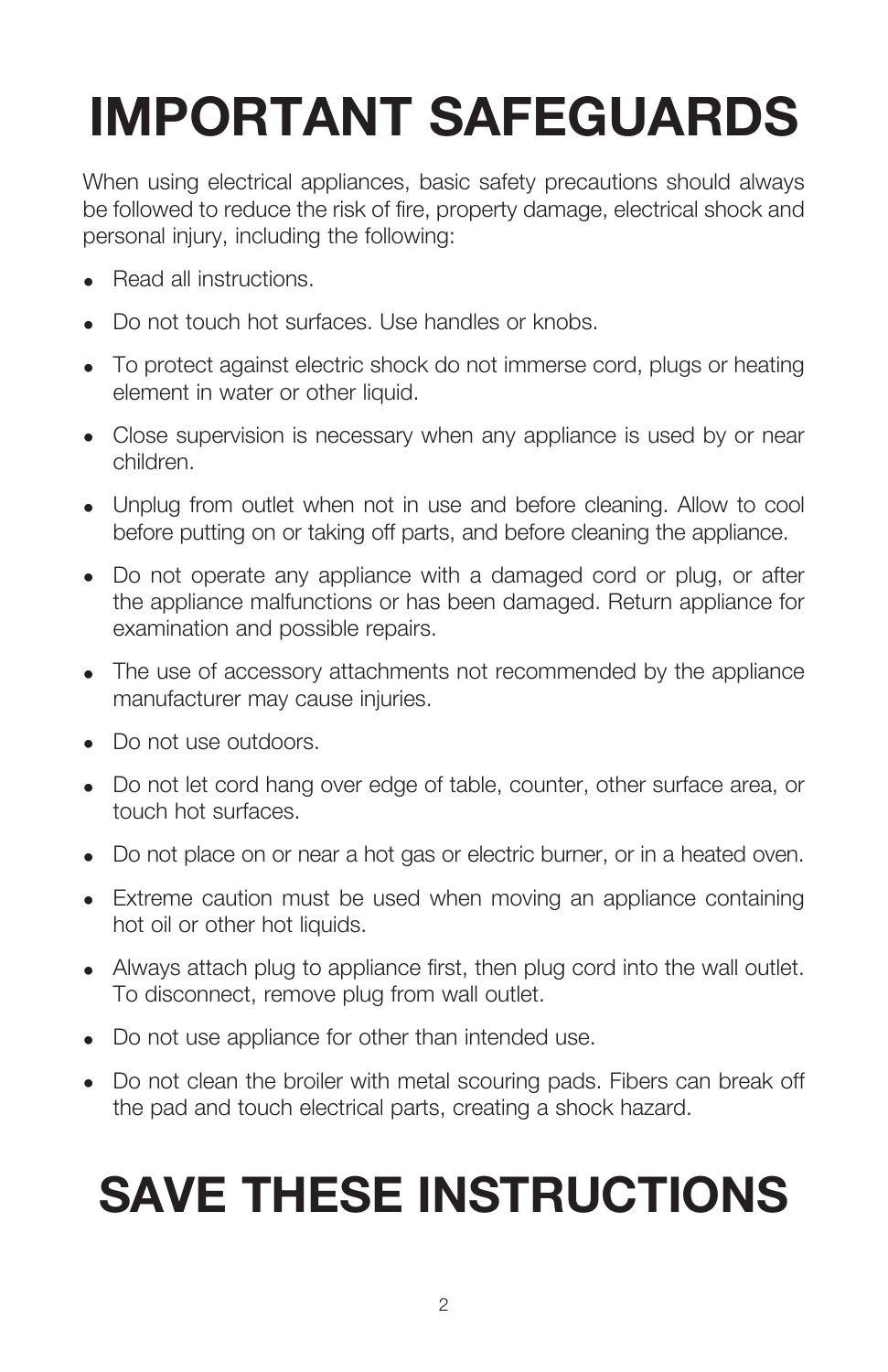# IMPORTANT SAFEGUARDS

When using electrical appliances, basic safety precautions should always be followed to reduce the risk of fire, property damage, electrical shock and personal injury, including the following:

- Read all instructions.
- Do not touch hot surfaces. Use handles or knobs.
- To protect against electric shock do not immerse cord, plugs or heating element in water or other liquid.
- Close supervision is necessary when any appliance is used by or near children.
- Unplug from outlet when not in use and before cleaning. Allow to cool before putting on or taking off parts, and before cleaning the appliance.
- Do not operate any appliance with a damaged cord or plug, or after the appliance malfunctions or has been damaged. Return appliance for examination and possible repairs.
- The use of accessory attachments not recommended by the appliance manufacturer may cause injuries.
- Do not use outdoors.
- Do not let cord hang over edge of table, counter, other surface area, or touch hot surfaces.
- Do not place on or near a hot gas or electric burner, or in a heated oven.
- Extreme caution must be used when moving an appliance containing hot oil or other hot liquids.
- Always attach plug to appliance first, then plug cord into the wall outlet. To disconnect, remove plug from wall outlet.
- Do not use appliance for other than intended use.
- Do not clean the broiler with metal scouring pads. Fibers can break off the pad and touch electrical parts, creating a shock hazard.

# SAVE THESE INSTRUCTIONS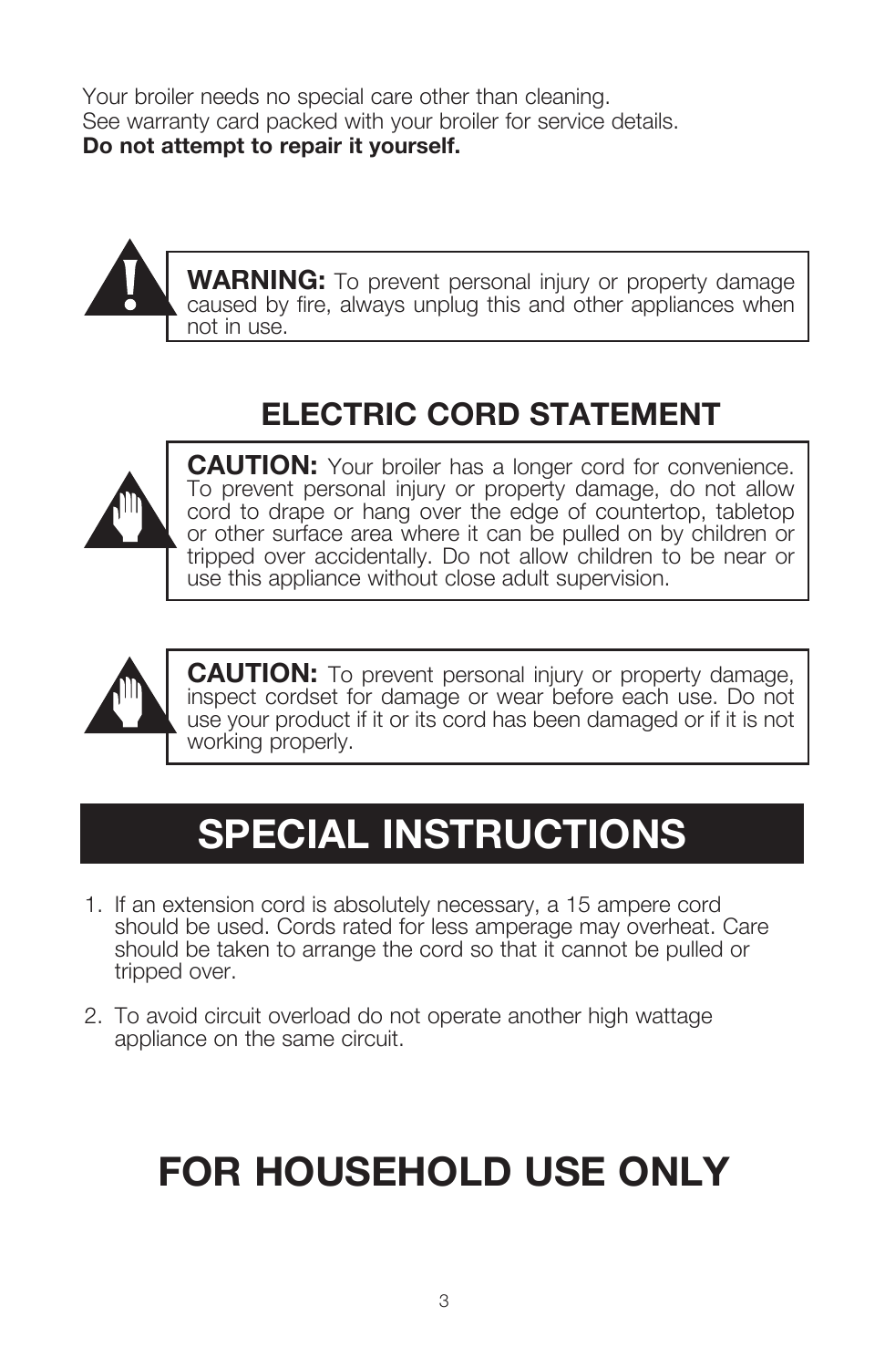Your broiler needs no special care other than cleaning.
See warranty card packed with your broiler for service details.
**Do not attempt to repair it yourself.**

**WARNING:** To prevent personal injury or property damage caused by fire, always unplug this and other appliances when not in use.

## ELECTRIC CORD STATEMENT

**CAUTION:** Your broiler has a longer cord for convenience. To prevent personal injury or property damage, do not allow cord to drape or hang over the edge of countertop, tabletop or other surface area where it can be pulled on by children or tripped over accidentally. Do not allow children to be near or use this appliance without close adult supervision.

**CAUTION:** To prevent personal injury or property damage, inspect cordset for damage or wear before each use. Do not use your product if it or its cord has been damaged or if it is not working properly.

# SPECIAL INSTRUCTIONS

1. If an extension cord is absolutely necessary, a 15 ampere cord should be used. Cords rated for less amperage may overheat. Care should be taken to arrange the cord so that it cannot be pulled or tripped over.

2. To avoid circuit overload do not operate another high wattage appliance on the same circuit.

# FOR HOUSEHOLD USE ONLY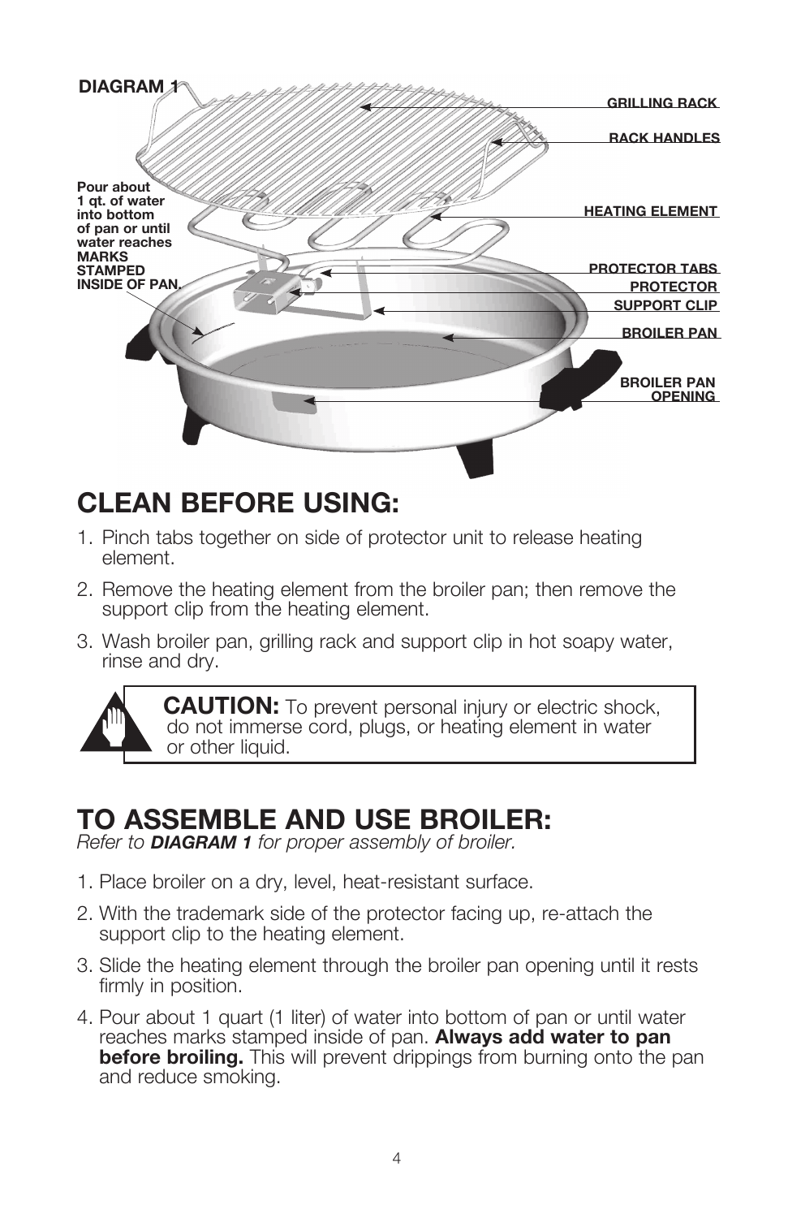**DIAGRAM 1**

GRILLING RACK

RACK HANDLES

HEATING ELEMENT

PROTECTOR TABS

PROTECTOR

SUPPORT CLIP

BROILER PAN

BROILER PAN OPENING

Pour about 1 qt. of water into bottom of pan or until water reaches MARKS STAMPED INSIDE OF PAN.

# CLEAN BEFORE USING:

1. Pinch tabs together on side of protector unit to release heating element.
2. Remove the heating element from the broiler pan; then remove the support clip from the heating element.
3. Wash broiler pan, grilling rack and support clip in hot soapy water, rinse and dry.

> **CAUTION:** To prevent personal injury or electric shock, do not immerse cord, plugs, or heating element in water or other liquid.

# TO ASSEMBLE AND USE BROILER:

*Refer to* ***DIAGRAM 1*** *for proper assembly of broiler.*

1. Place broiler on a dry, level, heat-resistant surface.
2. With the trademark side of the protector facing up, re-attach the support clip to the heating element.
3. Slide the heating element through the broiler pan opening until it rests firmly in position.
4. Pour about 1 quart (1 liter) of water into bottom of pan or until water reaches marks stamped inside of pan. **Always add water to pan before broiling.** This will prevent drippings from burning onto the pan and reduce smoking.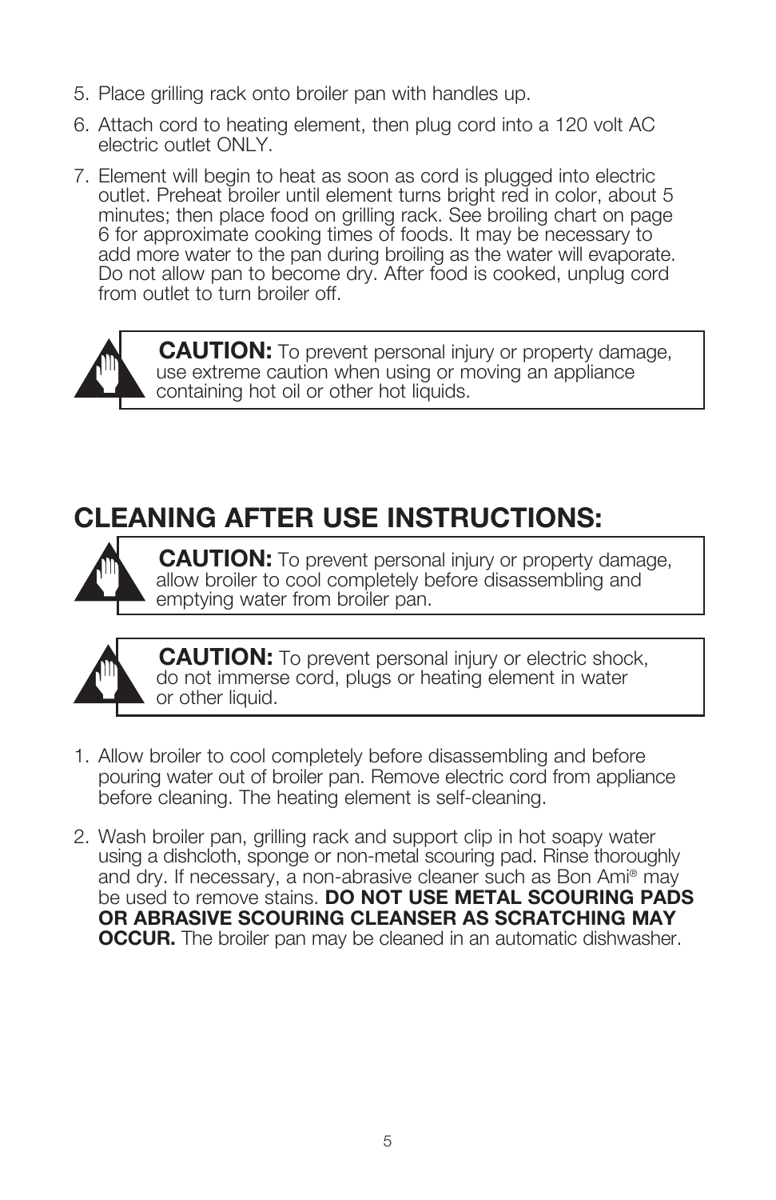5. Place grilling rack onto broiler pan with handles up.
6. Attach cord to heating element, then plug cord into a 120 volt AC electric outlet ONLY.
7. Element will begin to heat as soon as cord is plugged into electric outlet. Preheat broiler until element turns bright red in color, about 5 minutes; then place food on grilling rack. See broiling chart on page 6 for approximate cooking times of foods. It may be necessary to add more water to the pan during broiling as the water will evaporate. Do not allow pan to become dry. After food is cooked, unplug cord from outlet to turn broiler off.

**CAUTION:** To prevent personal injury or property damage, use extreme caution when using or moving an appliance containing hot oil or other hot liquids.

# CLEANING AFTER USE INSTRUCTIONS:

**CAUTION:** To prevent personal injury or property damage, allow broiler to cool completely before disassembling and emptying water from broiler pan.

**CAUTION:** To prevent personal injury or electric shock, do not immerse cord, plugs or heating element in water or other liquid.

1. Allow broiler to cool completely before disassembling and before pouring water out of broiler pan. Remove electric cord from appliance before cleaning. The heating element is self-cleaning.
2. Wash broiler pan, grilling rack and support clip in hot soapy water using a dishcloth, sponge or non-metal scouring pad. Rinse thoroughly and dry. If necessary, a non-abrasive cleaner such as Bon Ami® may be used to remove stains. **DO NOT USE METAL SCOURING PADS OR ABRASIVE SCOURING CLEANSER AS SCRATCHING MAY OCCUR.** The broiler pan may be cleaned in an automatic dishwasher.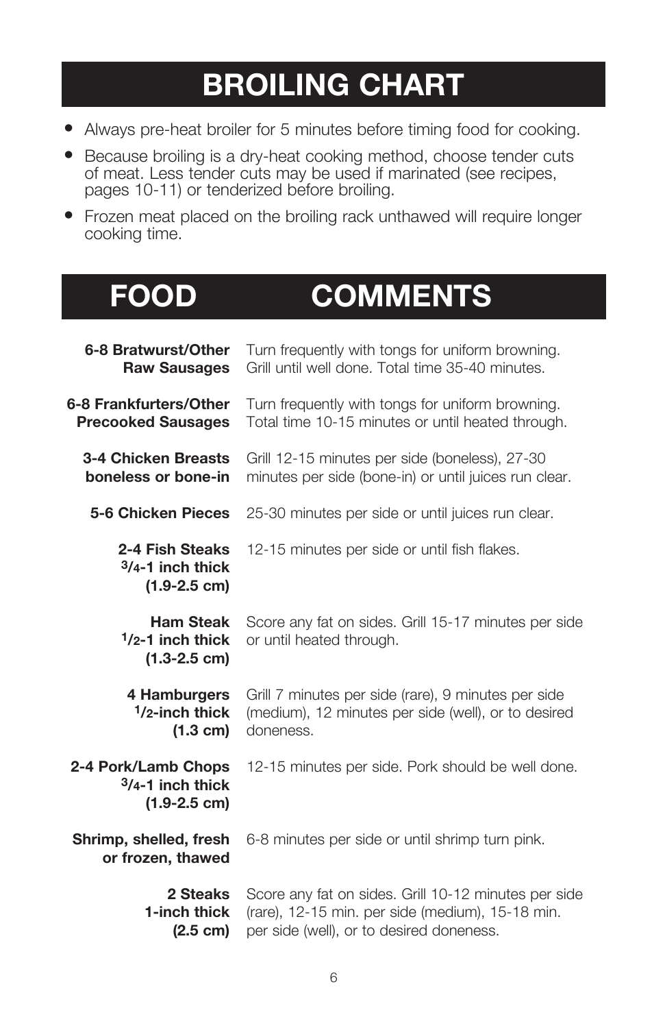# BROILING CHART

- Always pre-heat broiler for 5 minutes before timing food for cooking.
- Because broiling is a dry-heat cooking method, choose tender cuts of meat. Less tender cuts may be used if marinated (see recipes, pages 10-11) or tenderized before broiling.
- Frozen meat placed on the broiling rack unthawed will require longer cooking time.

| FOOD | COMMENTS |
|---|---|
| **6-8 Bratwurst/Other Raw Sausages** | Turn frequently with tongs for uniform browning. Grill until well done. Total time 35-40 minutes. |
| **6-8 Frankfurters/Other Precooked Sausages** | Turn frequently with tongs for uniform browning. Total time 10-15 minutes or until heated through. |
| **3-4 Chicken Breasts boneless or bone-in** | Grill 12-15 minutes per side (boneless), 27-30 minutes per side (bone-in) or until juices run clear. |
| **5-6 Chicken Pieces** | 25-30 minutes per side or until juices run clear. |
| **2-4 Fish Steaks 3/4-1 inch thick (1.9-2.5 cm)** | 12-15 minutes per side or until fish flakes. |
| **Ham Steak 1/2-1 inch thick (1.3-2.5 cm)** | Score any fat on sides. Grill 15-17 minutes per side or until heated through. |
| **4 Hamburgers 1/2-inch thick (1.3 cm)** | Grill 7 minutes per side (rare), 9 minutes per side (medium), 12 minutes per side (well), or to desired doneness. |
| **2-4 Pork/Lamb Chops 3/4-1 inch thick (1.9-2.5 cm)** | 12-15 minutes per side. Pork should be well done. |
| **Shrimp, shelled, fresh or frozen, thawed** | 6-8 minutes per side or until shrimp turn pink. |
| **2 Steaks 1-inch thick (2.5 cm)** | Score any fat on sides. Grill 10-12 minutes per side (rare), 12-15 min. per side (medium), 15-18 min. per side (well), or to desired doneness. |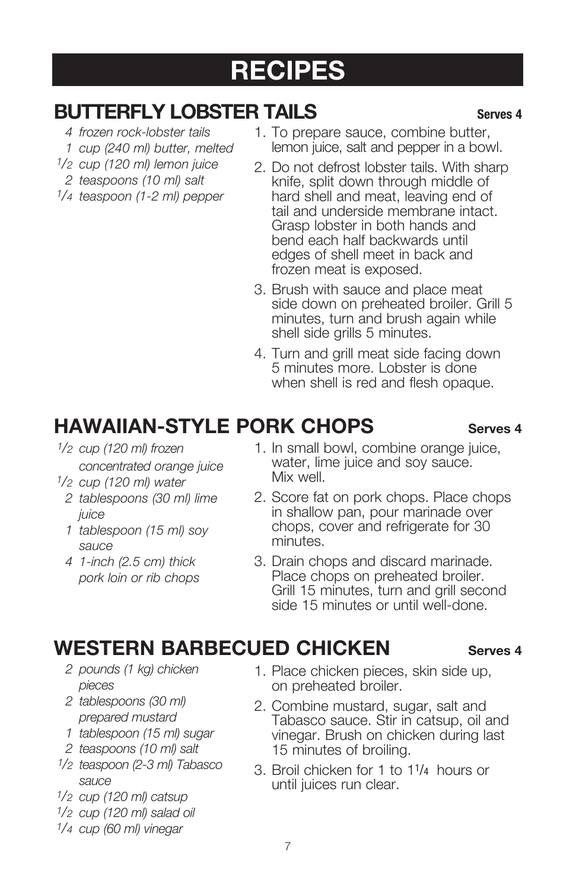# RECIPES

## BUTTERFLY LOBSTER TAILS

**Serves 4**

- *4 frozen rock-lobster tails*
- *1 cup (240 ml) butter, melted*
- *1/2 cup (120 ml) lemon juice*
- *2 teaspoons (10 ml) salt*
- *1/4 teaspoon (1-2 ml) pepper*

1. To prepare sauce, combine butter, lemon juice, salt and pepper in a bowl.
2. Do not defrost lobster tails. With sharp knife, split down through middle of hard shell and meat, leaving end of tail and underside membrane intact. Grasp lobster in both hands and bend each half backwards until edges of shell meet in back and frozen meat is exposed.
3. Brush with sauce and place meat side down on preheated broiler. Grill 5 minutes, turn and brush again while shell side grills 5 minutes.
4. Turn and grill meat side facing down 5 minutes more. Lobster is done when shell is red and flesh opaque.

## HAWAIIAN-STYLE PORK CHOPS

**Serves 4**

- *1/2 cup (120 ml) frozen concentrated orange juice*
- *1/2 cup (120 ml) water*
- *2 tablespoons (30 ml) lime juice*
- *1 tablespoon (15 ml) soy sauce*
- *4 1-inch (2.5 cm) thick pork loin or rib chops*

1. In small bowl, combine orange juice, water, lime juice and soy sauce. Mix well.
2. Score fat on pork chops. Place chops in shallow pan, pour marinade over chops, cover and refrigerate for 30 minutes.
3. Drain chops and discard marinade. Place chops on preheated broiler. Grill 15 minutes, turn and grill second side 15 minutes or until well-done.

## WESTERN BARBECUED CHICKEN

**Serves 4**

- *2 pounds (1 kg) chicken pieces*
- *2 tablespoons (30 ml) prepared mustard*
- *1 tablespoon (15 ml) sugar*
- *2 teaspoons (10 ml) salt*
- *1/2 teaspoon (2-3 ml) Tabasco sauce*
- *1/2 cup (120 ml) catsup*
- *1/2 cup (120 ml) salad oil*
- *1/4 cup (60 ml) vinegar*

1. Place chicken pieces, skin side up, on preheated broiler.
2. Combine mustard, sugar, salt and Tabasco sauce. Stir in catsup, oil and vinegar. Brush on chicken during last 15 minutes of broiling.
3. Broil chicken for 1 to 1 1/4 hours or until juices run clear.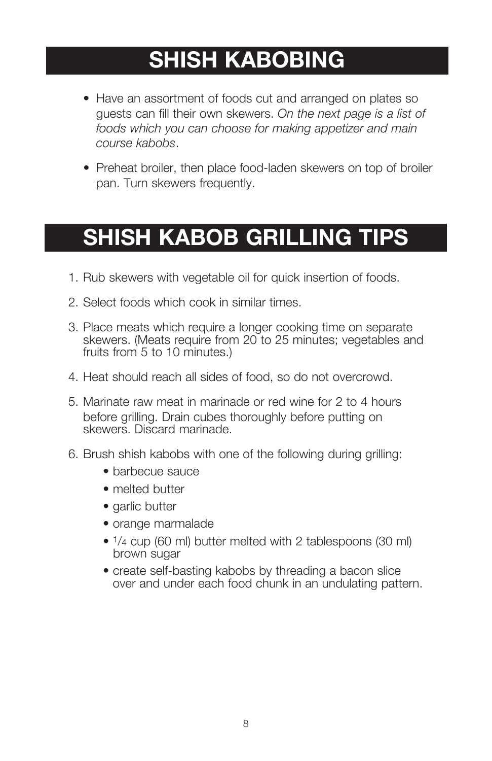# SHISH KABOBING

- Have an assortment of foods cut and arranged on plates so guests can fill their own skewers. *On the next page is a list of foods which you can choose for making appetizer and main course kabobs*.
- Preheat broiler, then place food-laden skewers on top of broiler pan. Turn skewers frequently.

# SHISH KABOB GRILLING TIPS

1. Rub skewers with vegetable oil for quick insertion of foods.
2. Select foods which cook in similar times.
3. Place meats which require a longer cooking time on separate skewers. (Meats require from 20 to 25 minutes; vegetables and fruits from 5 to 10 minutes.)
4. Heat should reach all sides of food, so do not overcrowd.
5. Marinate raw meat in marinade or red wine for 2 to 4 hours before grilling. Drain cubes thoroughly before putting on skewers. Discard marinade.
6. Brush shish kabobs with one of the following during grilling:
   - barbecue sauce
   - melted butter
   - garlic butter
   - orange marmalade
   - 1/4 cup (60 ml) butter melted with 2 tablespoons (30 ml) brown sugar
   - create self-basting kabobs by threading a bacon slice over and under each food chunk in an undulating pattern.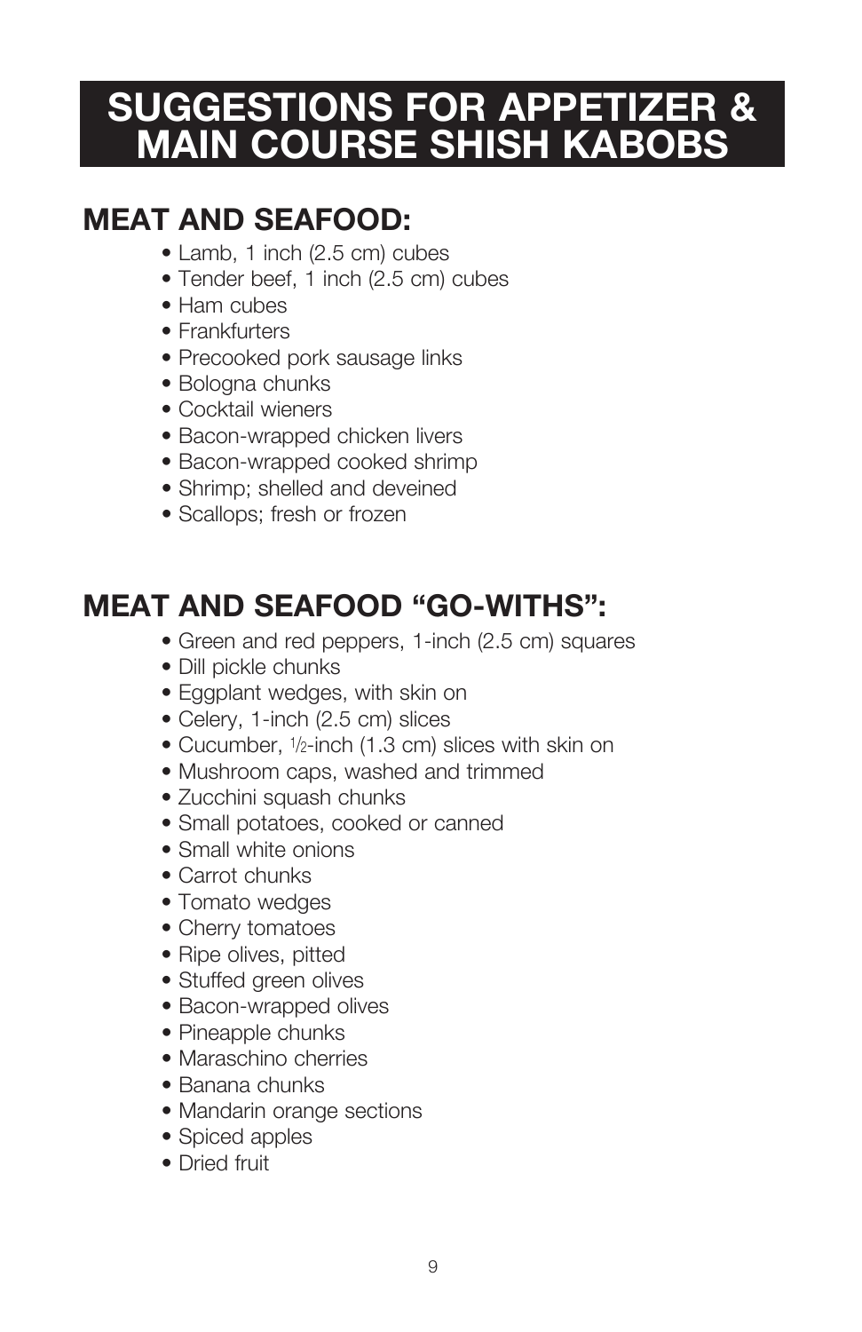# SUGGESTIONS FOR APPETIZER & MAIN COURSE SHISH KABOBS

## MEAT AND SEAFOOD:

- Lamb, 1 inch (2.5 cm) cubes
- Tender beef, 1 inch (2.5 cm) cubes
- Ham cubes
- Frankfurters
- Precooked pork sausage links
- Bologna chunks
- Cocktail wieners
- Bacon-wrapped chicken livers
- Bacon-wrapped cooked shrimp
- Shrimp; shelled and deveined
- Scallops; fresh or frozen

## MEAT AND SEAFOOD “GO-WITHS”:

- Green and red peppers, 1-inch (2.5 cm) squares
- Dill pickle chunks
- Eggplant wedges, with skin on
- Celery, 1-inch (2.5 cm) slices
- Cucumber, 1/2-inch (1.3 cm) slices with skin on
- Mushroom caps, washed and trimmed
- Zucchini squash chunks
- Small potatoes, cooked or canned
- Small white onions
- Carrot chunks
- Tomato wedges
- Cherry tomatoes
- Ripe olives, pitted
- Stuffed green olives
- Bacon-wrapped olives
- Pineapple chunks
- Maraschino cherries
- Banana chunks
- Mandarin orange sections
- Spiced apples
- Dried fruit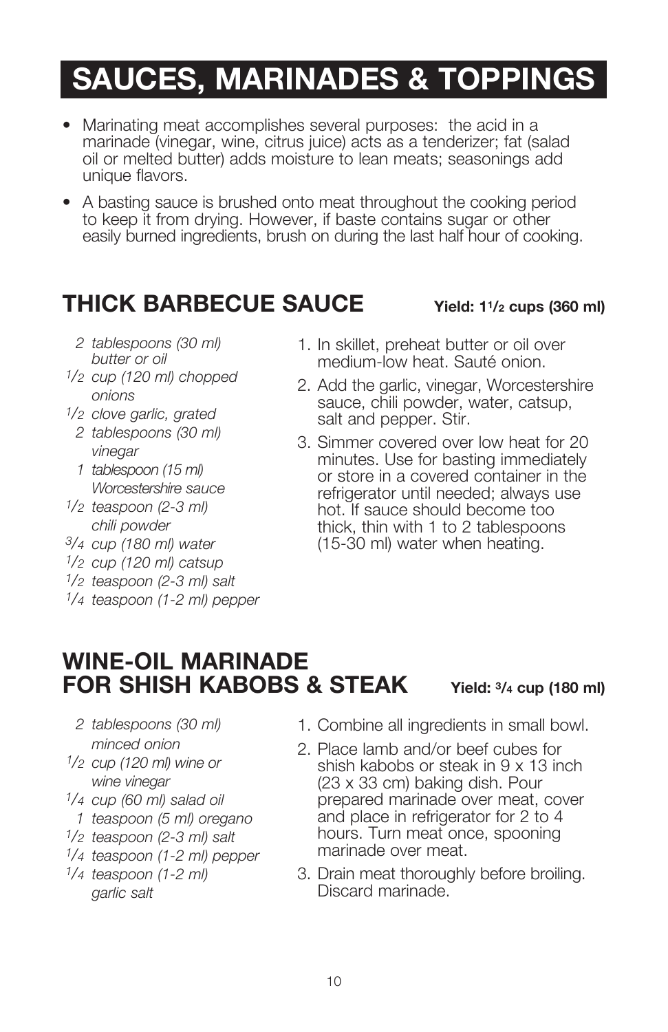# SAUCES, MARINADES & TOPPINGS

- Marinating meat accomplishes several purposes: the acid in a marinade (vinegar, wine, citrus juice) acts as a tenderizer; fat (salad oil or melted butter) adds moisture to lean meats; seasonings add unique flavors.
- A basting sauce is brushed onto meat throughout the cooking period to keep it from drying. However, if baste contains sugar or other easily burned ingredients, brush on during the last half hour of cooking.

## THICK BARBECUE SAUCE

**Yield: 1 1/2 cups (360 ml)**

*2 tablespoons (30 ml) butter or oil*
*1/2 cup (120 ml) chopped onions*
*1/2 clove garlic, grated*
*2 tablespoons (30 ml) vinegar*
*1 tablespoon (15 ml) Worcestershire sauce*
*1/2 teaspoon (2-3 ml) chili powder*
*3/4 cup (180 ml) water*
*1/2 cup (120 ml) catsup*
*1/2 teaspoon (2-3 ml) salt*
*1/4 teaspoon (1-2 ml) pepper*

1. In skillet, preheat butter or oil over medium-low heat. Sauté onion.
2. Add the garlic, vinegar, Worcestershire sauce, chili powder, water, catsup, salt and pepper. Stir.
3. Simmer covered over low heat for 20 minutes. Use for basting immediately or store in a covered container in the refrigerator until needed; always use hot. If sauce should become too thick, thin with 1 to 2 tablespoons (15-30 ml) water when heating.

## WINE-OIL MARINADE FOR SHISH KABOBS & STEAK

**Yield: 3/4 cup (180 ml)**

*2 tablespoons (30 ml) minced onion*
*1/2 cup (120 ml) wine or wine vinegar*
*1/4 cup (60 ml) salad oil*
*1 teaspoon (5 ml) oregano*
*1/2 teaspoon (2-3 ml) salt*
*1/4 teaspoon (1-2 ml) pepper*
*1/4 teaspoon (1-2 ml) garlic salt*

1. Combine all ingredients in small bowl.
2. Place lamb and/or beef cubes for shish kabobs or steak in 9 x 13 inch (23 x 33 cm) baking dish. Pour prepared marinade over meat, cover and place in refrigerator for 2 to 4 hours. Turn meat once, spooning marinade over meat.
3. Drain meat thoroughly before broiling. Discard marinade.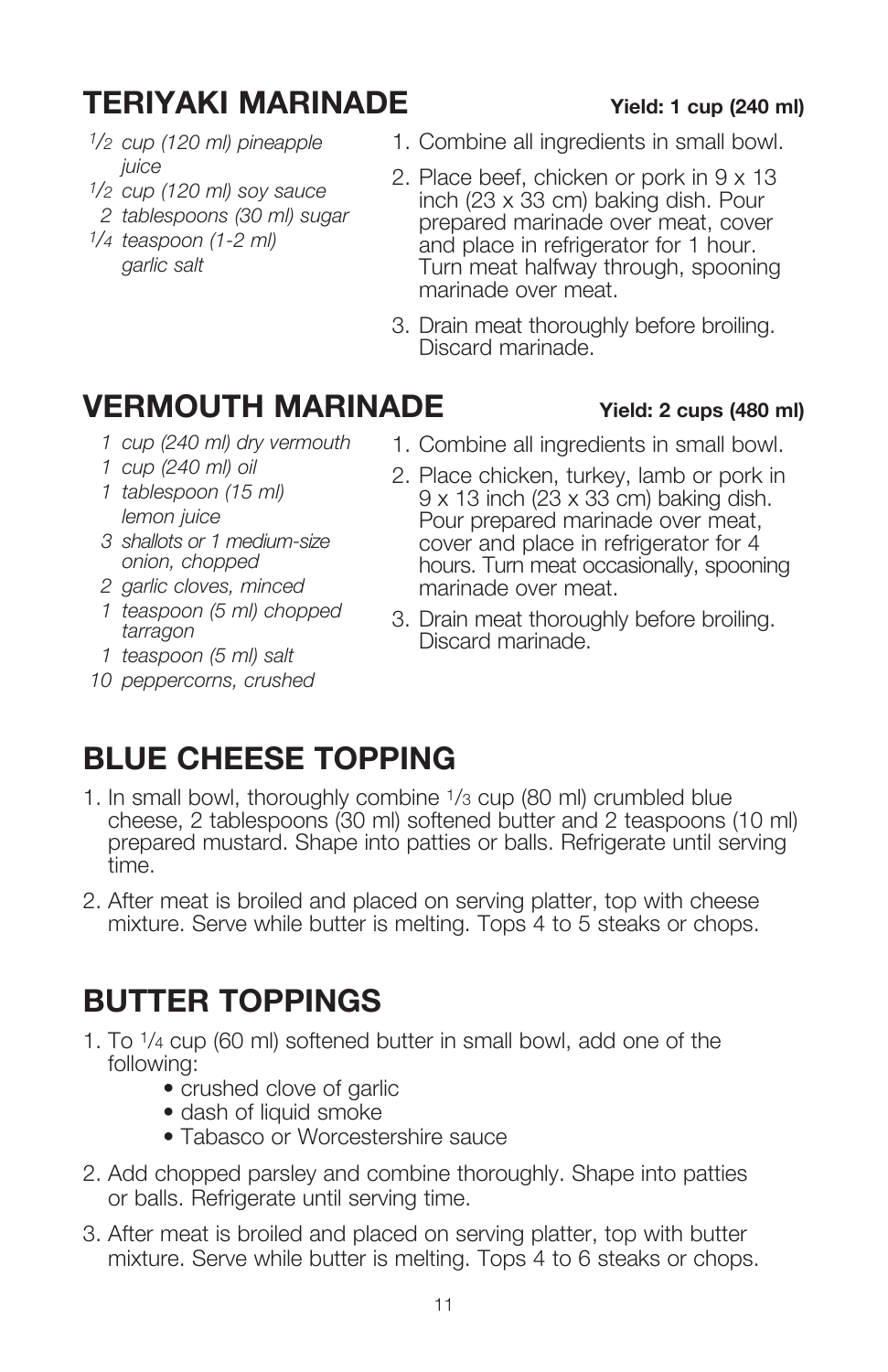## TERIYAKI MARINADE

**Yield: 1 cup (240 ml)**

*1/2 cup (120 ml) pineapple juice*
*1/2 cup (120 ml) soy sauce*
*2 tablespoons (30 ml) sugar*
*1/4 teaspoon (1-2 ml) garlic salt*

1. Combine all ingredients in small bowl.
2. Place beef, chicken or pork in 9 x 13 inch (23 x 33 cm) baking dish. Pour prepared marinade over meat, cover and place in refrigerator for 1 hour. Turn meat halfway through, spooning marinade over meat.
3. Drain meat thoroughly before broiling. Discard marinade.

## VERMOUTH MARINADE

**Yield: 2 cups (480 ml)**

*1 cup (240 ml) dry vermouth*
*1 cup (240 ml) oil*
*1 tablespoon (15 ml) lemon juice*
*3 shallots or 1 medium-size onion, chopped*
*2 garlic cloves, minced*
*1 teaspoon (5 ml) chopped tarragon*
*1 teaspoon (5 ml) salt*
*10 peppercorns, crushed*

1. Combine all ingredients in small bowl.
2. Place chicken, turkey, lamb or pork in 9 x 13 inch (23 x 33 cm) baking dish. Pour prepared marinade over meat, cover and place in refrigerator for 4 hours. Turn meat occasionally, spooning marinade over meat.
3. Drain meat thoroughly before broiling. Discard marinade.

## BLUE CHEESE TOPPING

1. In small bowl, thoroughly combine 1/3 cup (80 ml) crumbled blue cheese, 2 tablespoons (30 ml) softened butter and 2 teaspoons (10 ml) prepared mustard. Shape into patties or balls. Refrigerate until serving time.
2. After meat is broiled and placed on serving platter, top with cheese mixture. Serve while butter is melting. Tops 4 to 5 steaks or chops.

## BUTTER TOPPINGS

1. To 1/4 cup (60 ml) softened butter in small bowl, add one of the following:
   - crushed clove of garlic
   - dash of liquid smoke
   - Tabasco or Worcestershire sauce
2. Add chopped parsley and combine thoroughly. Shape into patties or balls. Refrigerate until serving time.
3. After meat is broiled and placed on serving platter, top with butter mixture. Serve while butter is melting. Tops 4 to 6 steaks or chops.